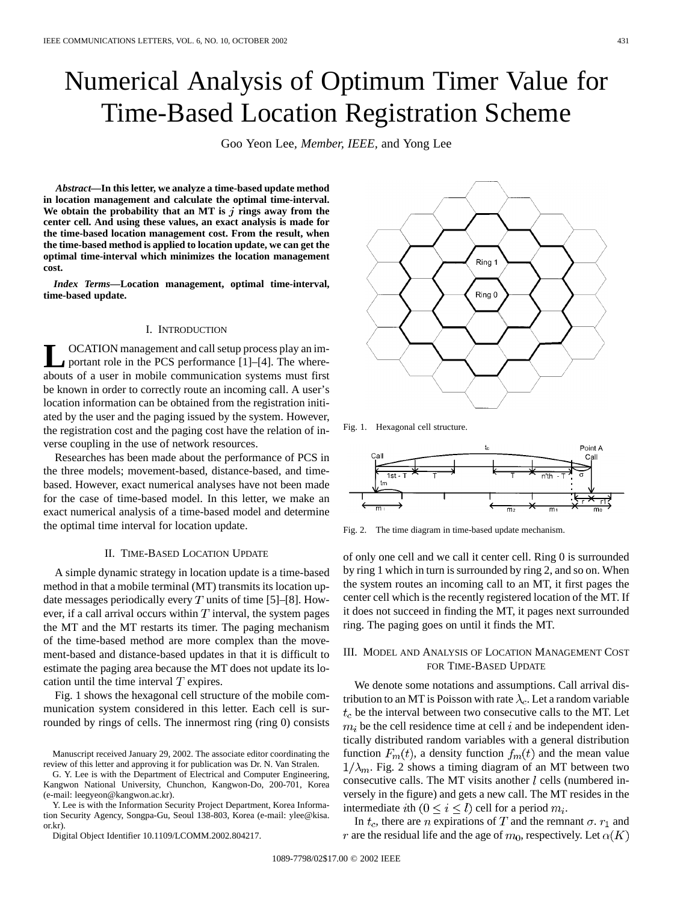# Numerical Analysis of Optimum Timer Value for Time-Based Location Registration Scheme

Goo Yeon Lee, *Member, IEEE*, and Yong Lee

***Abstract*—In this letter, we analyze a time-based update method in location management and calculate the optimal time-interval. We obtain the probability that an MT is $j$ rings away from the center cell. And using these values, an exact analysis is made for the time-based location management cost. From the result, when the time-based method is applied to location update, we can get the optimal time-interval which minimizes the location management cost.**

***Index Terms*—Location management, optimal time-interval, time-based update.**

## I. Introduction

LOCATION management and call setup process play an important role in the PCS performance [1]–[4]. The whereabouts of a user in mobile communication systems must first be known in order to correctly route an incoming call. A user's location information can be obtained from the registration initiated by the user and the paging issued by the system. However, the registration cost and the paging cost have the relation of inverse coupling in the use of network resources.

Researches has been made about the performance of PCS in the three models; movement-based, distance-based, and time-based. However, exact numerical analyses have not been made for the case of time-based model. In this letter, we make an exact numerical analysis of a time-based model and determine the optimal time interval for location update.

## II. Time-Based Location Update

A simple dynamic strategy in location update is a time-based method in that a mobile terminal (MT) transmits its location update messages periodically every $T$ units of time [5]–[8]. However, if a call arrival occurs within $T$ interval, the system pages the MT and the MT restarts its timer. The paging mechanism of the time-based method are more complex than the movement-based and distance-based updates in that it is difficult to estimate the paging area because the MT does not update its location until the time interval $T$ expires.

Fig. 1 shows the hexagonal cell structure of the mobile communication system considered in this letter. Each cell is surrounded by rings of cells. The innermost ring (ring 0) consists of only one cell and we call it center cell. Ring 0 is surrounded by ring 1 which in turn is surrounded by ring 2, and so on. When the system routes an incoming call to an MT, it first pages the center cell which is the recently registered location of the MT. If it does not succeed in finding the MT, it pages next surrounded ring. The paging goes on until it finds the MT.

Fig. 1. Hexagonal cell structure.

Fig. 2. The time diagram in time-based update mechanism.

## III. Model and Analysis of Location Management Cost for Time-Based Update

We denote some notations and assumptions. Call arrival distribution to an MT is Poisson with rate $\lambda_c$. Let a random variable $t_c$ be the interval between two consecutive calls to the MT. Let $m_i$ be the cell residence time at cell $i$ and be independent identically distributed random variables with a general distribution function $F_m(t)$, a density function $f_m(t)$ and the mean value $1/\lambda_m$. Fig. 2 shows a timing diagram of an MT between two consecutive calls. The MT visits another $l$ cells (numbered inversely in the figure) and gets a new call. The MT resides in the intermediate $i$th $(0 \le i \le l)$ cell for a period $m_i$.

In $t_c$, there are $n$ expirations of $T$ and the remnant $\sigma$. $r_1$ and $r$ are the residual life and the age of $m_0$, respectively. Let $\alpha(K)$

---

Manuscript received January 29, 2002. The associate editor coordinating the review of this letter and approving it for publication was Dr. N. Van Stralen.

G. Y. Lee is with the Department of Electrical and Computer Engineering, Kangwon National University, Chunchon, Kangwon-Do, 200-701, Korea (e-mail: leegyeon@kangwon.ac.kr).

Y. Lee is with the Information Security Project Department, Korea Information Security Agency, Songpa-Gu, Seoul 138-803, Korea (e-mail: ylee@kisa.or.kr).

Digital Object Identifier 10.1109/LCOMM.2002.804217.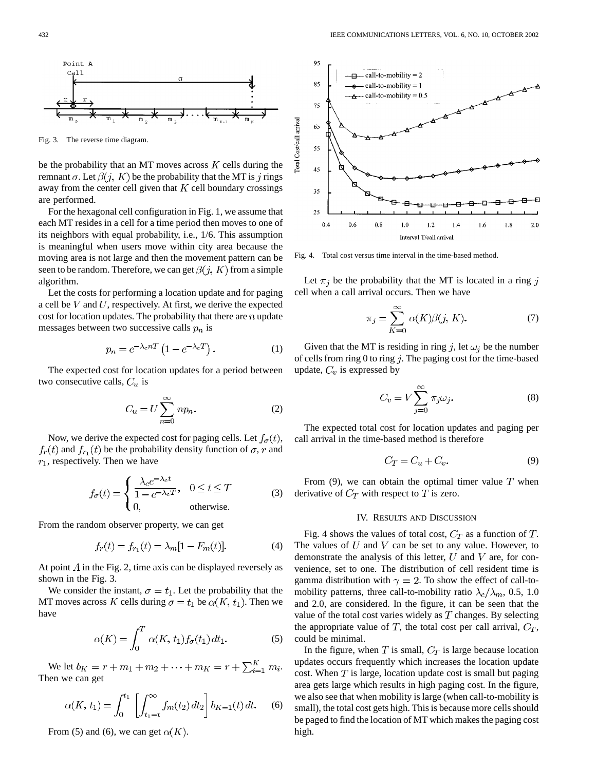Fig. 3. The reverse time diagram.

be the probability that an MT moves across $K$ cells during the remnant $\sigma$. Let $\beta(j, K)$ be the probability that the MT is $j$ rings away from the center cell given that $K$ cell boundary crossings are performed.

For the hexagonal cell configuration in Fig. 1, we assume that each MT resides in a cell for a time period then moves to one of its neighbors with equal probability, i.e., 1/6. This assumption is meaningful when users move within city area because the moving area is not large and then the movement pattern can be seen to be random. Therefore, we can get $\beta(j, K)$ from a simple algorithm.

Let the costs for performing a location update and for paging a cell be $V$ and $U$, respectively. At first, we derive the expected cost for location updates. The probability that there are $n$ update messages between two successive calls $p_n$ is

$$p_n = e^{-\lambda_c n T}\left(1 - e^{-\lambda_c T}\right). \tag{1}$$

The expected cost for location updates for a period between two consecutive calls, $C_u$ is

$$C_u = U\sum_{n=0}^{\infty} n p_n. \tag{2}$$

Now, we derive the expected cost for paging cells. Let $f_\sigma(t)$, $f_r(t)$ and $f_{r_1}(t)$ be the probability density function of $\sigma$, $r$ and $r_1$, respectively. Then we have

$$f_\sigma(t) = \begin{cases} \dfrac{\lambda_c e^{-\lambda_c t}}{1 - e^{-\lambda_c T}}, & 0 \le t \le T \\ 0, & \text{otherwise.} \end{cases} \tag{3}$$

From the random observer property, we can get

$$f_r(t) = f_{r_1}(t) = \lambda_m[1 - F_m(t)]. \tag{4}$$

At point $A$ in the Fig. 2, time axis can be displayed reversely as shown in the Fig. 3.

We consider the instant, $\sigma = t_1$. Let the probability that the MT moves across $K$ cells during $\sigma = t_1$ be $\alpha(K, t_1)$. Then we have

$$\alpha(K) = \int_0^T \alpha(K, t_1) f_\sigma(t_1)\, dt_1. \tag{5}$$

We let $b_K = r + m_1 + m_2 + \cdots + m_K = r + \sum_{i=1}^{K} m_i$. Then we can get

$$\alpha(K, t_1) = \int_0^{t_1} \left[\int_{t_1 - t}^{\infty} f_m(t_2)\, dt_2\right] b_{K-1}(t)\, dt. \tag{6}$$

From (5) and (6), we can get $\alpha(K)$.

Fig. 4. Total cost versus time interval in the time-based method.

Let $\pi_j$ be the probability that the MT is located in a ring $j$ cell when a call arrival occurs. Then we have

$$\pi_j = \sum_{K=0}^{\infty} \alpha(K)\beta(j, K). \tag{7}$$

Given that the MT is residing in ring $j$, let $\omega_j$ be the number of cells from ring 0 to ring $j$. The paging cost for the time-based update, $C_v$ is expressed by

$$C_v = V\sum_{j=0}^{\infty} \pi_j \omega_j. \tag{8}$$

The expected total cost for location updates and paging per call arrival in the time-based method is therefore

$$C_T = C_u + C_v. \tag{9}$$

From (9), we can obtain the optimal timer value $T$ when derivative of $C_T$ with respect to $T$ is zero.

## IV. Results and Discussion

Fig. 4 shows the values of total cost, $C_T$ as a function of $T$. The values of $U$ and $V$ can be set to any value. However, to demonstrate the analysis of this letter, $U$ and $V$ are, for convenience, set to one. The distribution of cell resident time is gamma distribution with $\gamma = 2$. To show the effect of call-to-mobility patterns, three call-to-mobility ratio $\lambda_c/\lambda_m$, 0.5, 1.0 and 2.0, are considered. In the figure, it can be seen that the value of the total cost varies widely as $T$ changes. By selecting the appropriate value of $T$, the total cost per call arrival, $C_T$, could be minimal.

In the figure, when $T$ is small, $C_T$ is large because location updates occurs frequently which increases the location update cost. When $T$ is large, location update cost is small but paging area gets large which results in high paging cost. In the figure, we also see that when mobility is large (when call-to-mobility is small), the total cost gets high. This is because more cells should be paged to find the location of MT which makes the paging cost high.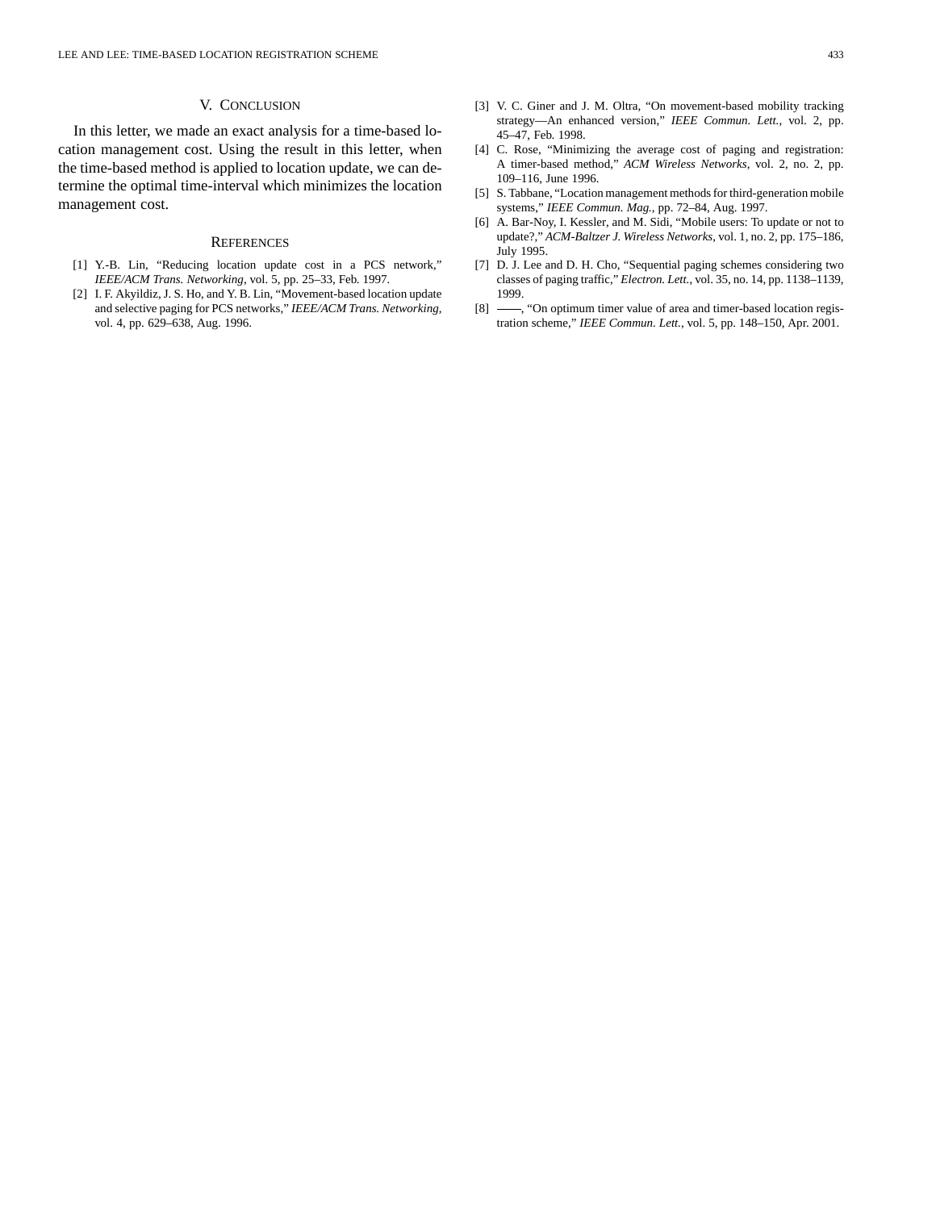## V. Conclusion

In this letter, we made an exact analysis for a time-based location management cost. Using the result in this letter, when the time-based method is applied to location update, we can determine the optimal time-interval which minimizes the location management cost.

## References

[1] Y.-B. Lin, "Reducing location update cost in a PCS network," *IEEE/ACM Trans. Networking*, vol. 5, pp. 25–33, Feb. 1997.

[2] I. F. Akyildiz, J. S. Ho, and Y. B. Lin, "Movement-based location update and selective paging for PCS networks," *IEEE/ACM Trans. Networking*, vol. 4, pp. 629–638, Aug. 1996.

[3] V. C. Giner and J. M. Oltra, "On movement-based mobility tracking strategy—An enhanced version," *IEEE Commun. Lett.*, vol. 2, pp. 45–47, Feb. 1998.

[4] C. Rose, "Minimizing the average cost of paging and registration: A timer-based method," *ACM Wireless Networks*, vol. 2, no. 2, pp. 109–116, June 1996.

[5] S. Tabbane, "Location management methods for third-generation mobile systems," *IEEE Commun. Mag.*, pp. 72–84, Aug. 1997.

[6] A. Bar-Noy, I. Kessler, and M. Sidi, "Mobile users: To update or not to update?," *ACM-Baltzer J. Wireless Networks*, vol. 1, no. 2, pp. 175–186, July 1995.

[7] D. J. Lee and D. H. Cho, "Sequential paging schemes considering two classes of paging traffic," *Electron. Lett.*, vol. 35, no. 14, pp. 1138–1139, 1999.

[8] ——, "On optimum timer value of area and timer-based location registration scheme," *IEEE Commun. Lett.*, vol. 5, pp. 148–150, Apr. 2001.